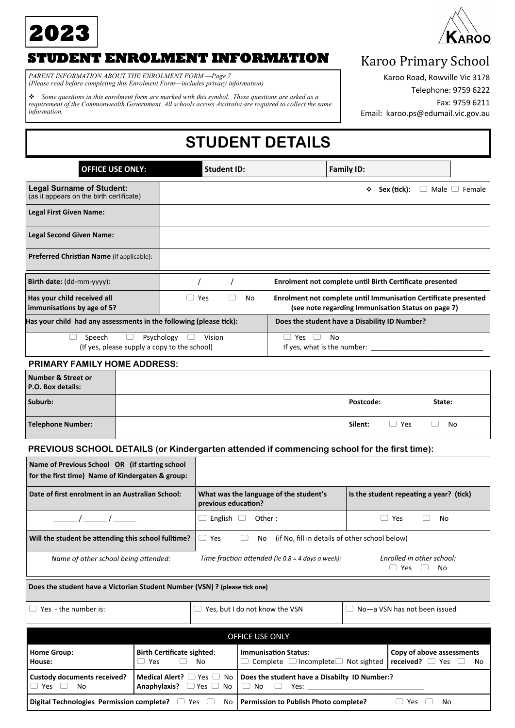# 2023

# STUDENT ENROLMENT INFORMATION

*PARENT INFORMATION ABOUT THE ENROLMENT FORM —Page 7*
*(Please read before completing this Enrolment Form—includes privacy information)*

❖ *Some questions in this enrolment form are marked with this symbol. These questions are asked as a requirement of the Commonwealth Government. All schools across Australia are required to collect the same information.*

KAROO

Karoo Primary School

Karoo Road, Rowville Vic 3178
Telephone: 9759 6222
Fax: 9759 6211
Email: karoo.ps@edumail.vic.gov.au

# STUDENT DETAILS

| OFFICE USE ONLY: | Student ID: | Family ID: |
|---|---|---|

| | |
|---|---|
| **Legal Surname of Student:** (as it appears on the birth certificate) | ❖ **Sex (tick)**: ☐ Male ☐ Female |
| **Legal First Given Name:** | |
| **Legal Second Given Name:** | |
| **Preferred Christian Name** (if applicable): | |

| | | |
|---|---|---|
| **Birth date:** (dd-mm-yyyy): | / / | **Enrolment not complete until Birth Certificate presented** |
| **Has your child received all immunisations by age of 5?** | ☐ Yes ☐ No | **Enrolment not complete until Immunisation Certificate presented (see note regarding Immunisation Status on page 7)** |

| **Has your child had any assessments in the following (please tick):** | **Does the student have a Disability ID Number?** |
|---|---|
| ☐ Speech ☐ Psychology ☐ Vision (If yes, please supply a copy to the school) | ☐ Yes ☐ No If yes, what is the number: ____________________________ |

### PRIMARY FAMILY HOME ADDRESS:

| | | | |
|---|---|---|---|
| **Number & Street or P.O. Box details:** | | | |
| **Suburb:** | | **Postcode:** | **State:** |
| **Telephone Number:** | | **Silent:** | ☐ Yes ☐ No |

### PREVIOUS SCHOOL DETAILS (or Kindergarten attended if commencing school for the first time):

| | | |
|---|---|---|
| **Name of Previous School OR (if starting school for the first time) Name of Kindergaten & group:** | | |
| **Date of first enrolment in an Australian School:** | **What was the language of the student's previous education?** | **Is the student repeating a year? (tick)** |
| ______ / ______ / ______ | ☐ English ☐ Other : | ☐ Yes ☐ No |
| **Will the student be attending this school fulltime?** | ☐ Yes ☐ No (if No, fill in details of other school below) | |
| *Name of other school being attended:* | *Time fraction attended (ie 0.8 = 4 days a week):* | *Enrolled in other school:* ☐ Yes ☐ No |

| **Does the student have a Victorian Student Number (VSN) ? (please tick one)** | | |
|---|---|---|
| ☐ Yes - the number is: | ☐ Yes, but I do not know the VSN | ☐ No—a VSN has not been issued |

| OFFICE USE ONLY | | | |
|---|---|---|---|
| **Home Group:** **House:** | **Birth Certificate sighted**: ☐ Yes ☐ No | **Immunisation Status:** ☐ Complete ☐ Incomplete ☐ Not sighted | **Copy of above assessments received?** ☐ Yes ☐ No |
| **Custody documents received?** ☐ Yes ☐ No | **Medical Alert?** ☐ Yes ☐ No **Anaphylaxis?** ☐ Yes ☐ No | **Does the student have a Disabilty ID Number:?** ☐ No ☐ Yes: ______________________________ | |
| **Digital Technologies Permission complete?** ☐ Yes ☐ No | | **Permission to Publish Photo complete?** ☐ Yes ☐ No | |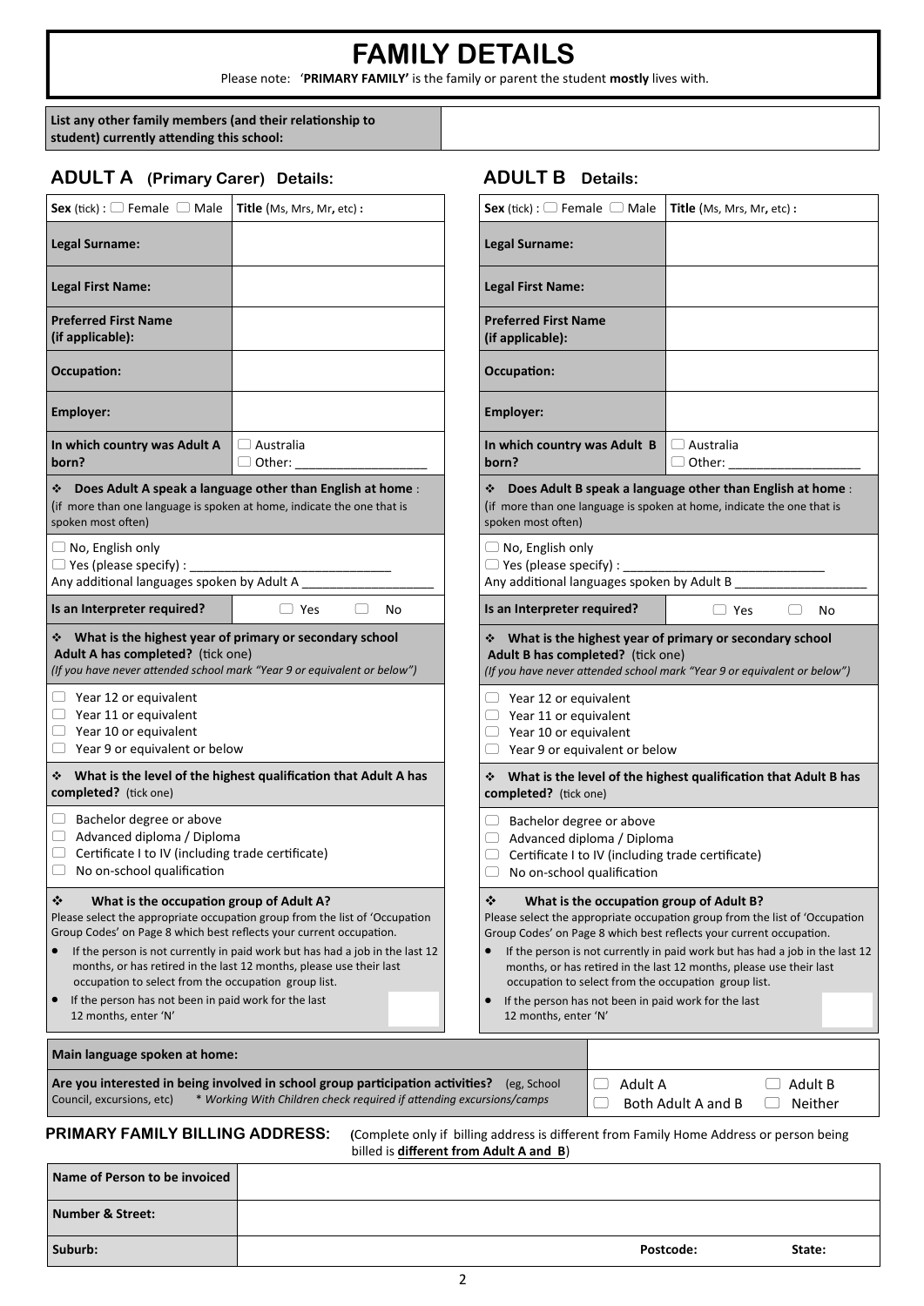# FAMILY DETAILS

Please note: '**PRIMARY FAMILY'** is the family or parent the student **mostly** lives with.

| **List any other family members (and their relationship to student) currently attending this school:** | |
|---|---|

## ADULT A (Primary Carer) Details:

| **Sex** (tick) : ☐ Female ☐ Male | **Title** (Ms, Mrs, Mr, etc) : |
|---|---|
| **Legal Surname:** | |
| **Legal First Name:** | |
| **Preferred First Name (if applicable):** | |
| **Occupation:** | |
| **Employer:** | |
| **In which country was Adult A born?** | ☐ Australia ☐ Other: ________________ |

❖ **Does Adult A speak a language other than English at home** :
(if more than one language is spoken at home, indicate the one that is spoken most often)

☐ No, English only
☐ Yes (please specify) : ____________________________
Any additional languages spoken by Adult A __________________

| **Is an Interpreter required?** | ☐ Yes ☐ No |
|---|---|

❖ **What is the highest year of primary or secondary school Adult A has completed?** (tick one)
*(If you have never attended school mark "Year 9 or equivalent or below")*

☐ Year 12 or equivalent
☐ Year 11 or equivalent
☐ Year 10 or equivalent
☐ Year 9 or equivalent or below

❖ **What is the level of the highest qualification that Adult A has completed?** (tick one)

☐ Bachelor degree or above
☐ Advanced diploma / Diploma
☐ Certificate I to IV (including trade certificate)
☐ No on-school qualification

❖ **What is the occupation group of Adult A?**
Please select the appropriate occupation group from the list of 'Occupation Group Codes' on Page 8 which best reflects your current occupation.

- If the person is not currently in paid work but has had a job in the last 12 months, or has retired in the last 12 months, please use their last occupation to select from the occupation group list.
- If the person has not been in paid work for the last 12 months, enter 'N'

## ADULT B Details:

| **Sex** (tick) : ☐ Female ☐ Male | **Title** (Ms, Mrs, Mr, etc) : |
|---|---|
| **Legal Surname:** | |
| **Legal First Name:** | |
| **Preferred First Name (if applicable):** | |
| **Occupation:** | |
| **Employer:** | |
| **In which country was Adult B born?** | ☐ Australia ☐ Other: ________________ |

❖ **Does Adult B speak a language other than English at home** :
(if more than one language is spoken at home, indicate the one that is spoken most often)

☐ No, English only
☐ Yes (please specify) : ____________________________
Any additional languages spoken by Adult B __________________

| **Is an Interpreter required?** | ☐ Yes ☐ No |
|---|---|

❖ **What is the highest year of primary or secondary school Adult B has completed?** (tick one)
*(If you have never attended school mark "Year 9 or equivalent or below")*

☐ Year 12 or equivalent
☐ Year 11 or equivalent
☐ Year 10 or equivalent
☐ Year 9 or equivalent or below

❖ **What is the level of the highest qualification that Adult B has completed?** (tick one)

☐ Bachelor degree or above
☐ Advanced diploma / Diploma
☐ Certificate I to IV (including trade certificate)
☐ No on-school qualification

❖ **What is the occupation group of Adult B?**
Please select the appropriate occupation group from the list of 'Occupation Group Codes' on Page 8 which best reflects your current occupation.

- If the person is not currently in paid work but has had a job in the last 12 months, or has retired in the last 12 months, please use their last occupation to select from the occupation group list.
- If the person has not been in paid work for the last 12 months, enter 'N'

| **Main language spoken at home:** | |
|---|---|
| **Are you interested in being involved in school group participation activities?** (eg, School Council, excursions, etc) * *Working With Children check required if attending excursions/camps* | ☐ Adult A ☐ Adult B ☐ Both Adult A and B ☐ Neither |

**PRIMARY FAMILY BILLING ADDRESS:** (Complete only if billing address is different from Family Home Address or person being billed is **different from Adult A and B**)

| **Name of Person to be invoiced** | | |
|---|---|---|
| **Number & Street:** | | |
| **Suburb:** | **Postcode:** | **State:** |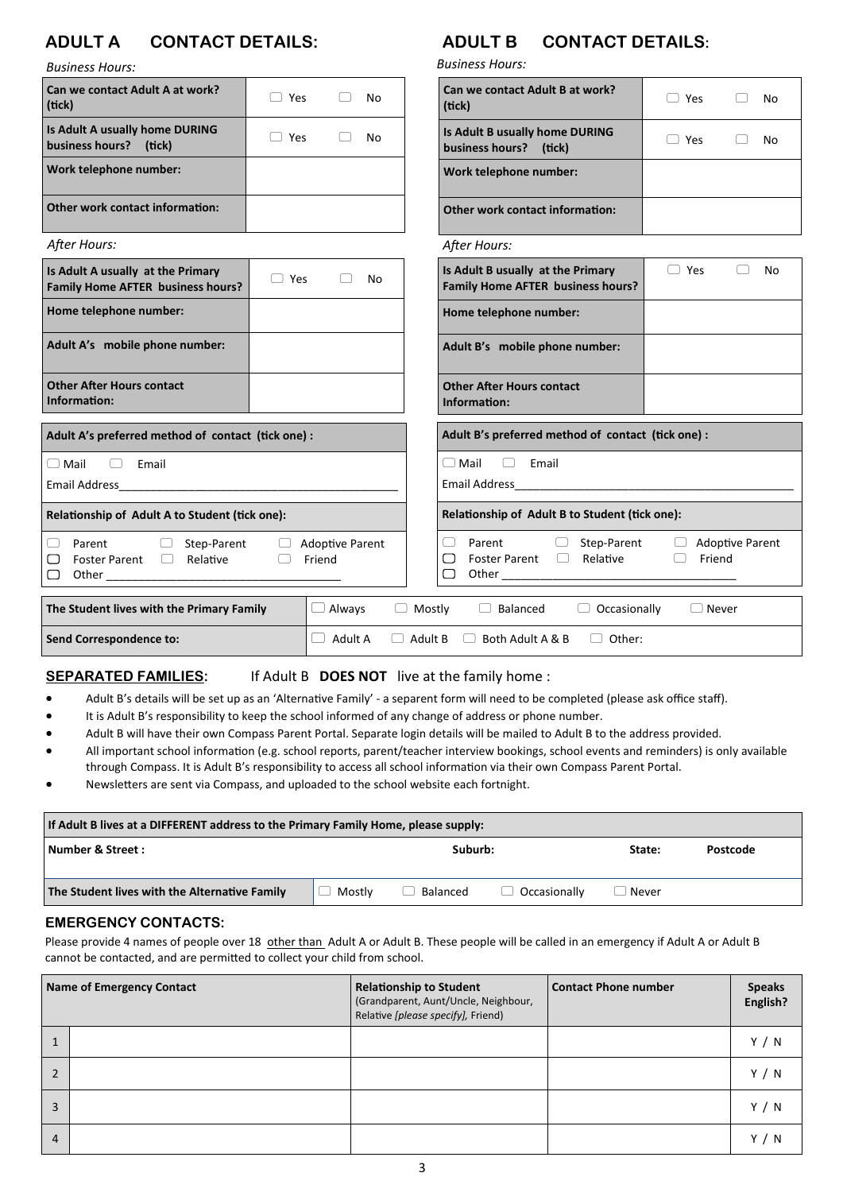## ADULT A CONTACT DETAILS:

*Business Hours:*

| | |
|---|---|
| **Can we contact Adult A at work? (tick)** | ☐ Yes ☐ No |
| **Is Adult A usually home DURING business hours? (tick)** | ☐ Yes ☐ No |
| **Work telephone number:** | |
| **Other work contact information:** | |

*After Hours:*

| | |
|---|---|
| **Is Adult A usually at the Primary Family Home AFTER business hours?** | ☐ Yes ☐ No |
| **Home telephone number:** | |
| **Adult A's mobile phone number:** | |
| **Other After Hours contact Information:** | |

| **Adult A's preferred method of contact (tick one) :** |
|---|
| ☐ Mail ☐ Email<br>Email Address_____________________________________________ |
| **Relationship of Adult A to Student (tick one):** |
| ☐ Parent ☐ Step-Parent ☐ Adoptive Parent<br>☐ Foster Parent ☐ Relative ☐ Friend<br>☐ Other _____________________________________ |

## ADULT B CONTACT DETAILS:

*Business Hours:*

| | |
|---|---|
| **Can we contact Adult B at work? (tick)** | ☐ Yes ☐ No |
| **Is Adult B usually home DURING business hours? (tick)** | ☐ Yes ☐ No |
| **Work telephone number:** | |
| **Other work contact information:** | |

*After Hours:*

| | |
|---|---|
| **Is Adult B usually at the Primary Family Home AFTER business hours?** | ☐ Yes ☐ No |
| **Home telephone number:** | |
| **Adult B's mobile phone number:** | |
| **Other After Hours contact Information:** | |

| **Adult B's preferred method of contact (tick one) :** |
|---|
| ☐ Mail ☐ Email<br>Email Address_____________________________________________ |
| **Relationship of Adult B to Student (tick one):** |
| ☐ Parent ☐ Step-Parent ☐ Adoptive Parent<br>☐ Foster Parent ☐ Relative ☐ Friend<br>☐ Other _____________________________________ |

| | |
|---|---|
| **The Student lives with the Primary Family** | ☐ Always ☐ Mostly ☐ Balanced ☐ Occasionally ☐ Never |
| **Send Correspondence to:** | ☐ Adult A ☐ Adult B ☐ Both Adult A & B ☐ Other: |

**SEPARATED FAMILIES:** If Adult B **DOES NOT** live at the family home :

- Adult B's details will be set up as an 'Alternative Family' - a separent form will need to be completed (please ask office staff).
- It is Adult B's responsibility to keep the school informed of any change of address or phone number.
- Adult B will have their own Compass Parent Portal. Separate login details will be mailed to Adult B to the address provided.
- All important school information (e.g. school reports, parent/teacher interview bookings, school events and reminders) is only available through Compass. It is Adult B's responsibility to access all school information via their own Compass Parent Portal.
- Newsletters are sent via Compass, and uploaded to the school website each fortnight.

| **If Adult B lives at a DIFFERENT address to the Primary Family Home, please supply:** | | | |
|---|---|---|---|
| **Number & Street :** | **Suburb:** | **State:** | **Postcode** |
| **The Student lives with the Alternative Family** | ☐ Mostly ☐ Balanced ☐ Occasionally ☐ Never | | |

## EMERGENCY CONTACTS:

Please provide 4 names of people over 18 other than Adult A or Adult B. These people will be called in an emergency if Adult A or Adult B cannot be contacted, and are permitted to collect your child from school.

| | Name of Emergency Contact | Relationship to Student (Grandparent, Aunt/Uncle, Neighbour, Relative *[please specify]*, Friend) | Contact Phone number | Speaks English? |
|---|---|---|---|---|
| 1 | | | | Y / N |
| 2 | | | | Y / N |
| 3 | | | | Y / N |
| 4 | | | | Y / N |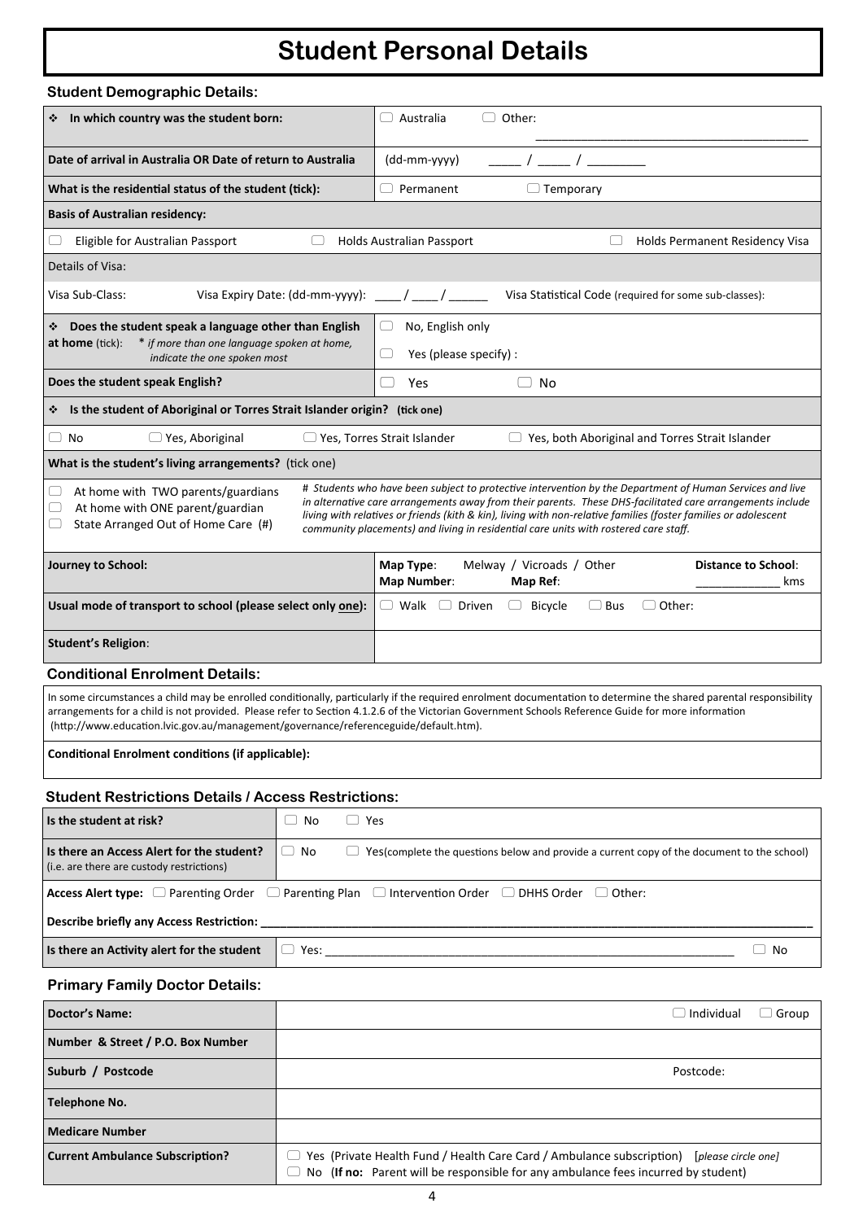# Student Personal Details

## Student Demographic Details:

| | |
|---|---|
| ❖ **In which country was the student born:** | ☐ Australia ☐ Other: ______________________ |
| **Date of arrival in Australia OR Date of return to Australia** | (dd-mm-yyyy) _____ / _____ / ________ |
| **What is the residential status of the student (tick):** | ☐ Permanent ☐ Temporary |
| **Basis of Australian residency:** | |
| ☐ Eligible for Australian Passport ☐ Holds Australian Passport | ☐ Holds Permanent Residency Visa |
| Details of Visa: | |
| Visa Sub-Class: Visa Expiry Date: (dd-mm-yyyy): ____ / ____ / ______ | Visa Statistical Code (required for some sub-classes): |
| ❖ **Does the student speak a language other than English at home** (tick): * *if more than one language spoken at home, indicate the one spoken most* | ☐ No, English only<br>☐ Yes (please specify) : |
| **Does the student speak English?** | ☐ Yes ☐ No |
| ❖ **Is the student of Aboriginal or Torres Strait Islander origin? (tick one)** | |
| ☐ No ☐ Yes, Aboriginal ☐ Yes, Torres Strait Islander | ☐ Yes, both Aboriginal and Torres Strait Islander |
| **What is the student's living arrangements?** (tick one) | |
| ☐ At home with TWO parents/guardians<br>☐ At home with ONE parent/guardian<br>☐ State Arranged Out of Home Care (#) | *# Students who have been subject to protective intervention by the Department of Human Services and live in alternative care arrangements away from their parents. These DHS-facilitated care arrangements include living with relatives or friends (kith & kin), living with non-relative families (foster families or adolescent community placements) and living in residential care units with rostered care staff.* |
| **Journey to School:** | **Map Type**: Melway / Vicroads / Other **Map Number**: **Map Ref**: **Distance to School**: ____________ kms |
| **Usual mode of transport to school (please select only one):** | ☐ Walk ☐ Driven ☐ Bicycle ☐ Bus ☐ Other: |
| **Student's Religion**: | |

## Conditional Enrolment Details:

In some circumstances a child may be enrolled conditionally, particularly if the required enrolment documentation to determine the shared parental responsibility arrangements for a child is not provided. Please refer to Section 4.1.2.6 of the Victorian Government Schools Reference Guide for more information (http://www.education.lvic.gov.au/management/governance/referenceguide/default.htm).

**Conditional Enrolment conditions (if applicable):**

## Student Restrictions Details / Access Restrictions:

| | |
|---|---|
| **Is the student at risk?** | ☐ No ☐ Yes |
| **Is there an Access Alert for the student?** (i.e. are there are custody restrictions) | ☐ No ☐ Yes(complete the questions below and provide a current copy of the document to the school) |
| **Access Alert type:** ☐ Parenting Order ☐ Parenting Plan ☐ Intervention Order ☐ DHHS Order ☐ Other: | |
| **Describe briefly any Access Restriction:** ______________________________ | |
| **Is there an Activity alert for the student** | ☐ Yes: ______________________________ ☐ No |

## Primary Family Doctor Details:

| | |
|---|---|
| **Doctor's Name:** | ☐ Individual ☐ Group |
| **Number & Street / P.O. Box Number** | |
| **Suburb / Postcode** | Postcode: |
| **Telephone No.** | |
| **Medicare Number** | |
| **Current Ambulance Subscription?** | ☐ Yes (Private Health Fund / Health Care Card / Ambulance subscription) [*please circle one*]<br>☐ No (**If no:** Parent will be responsible for any ambulance fees incurred by student) |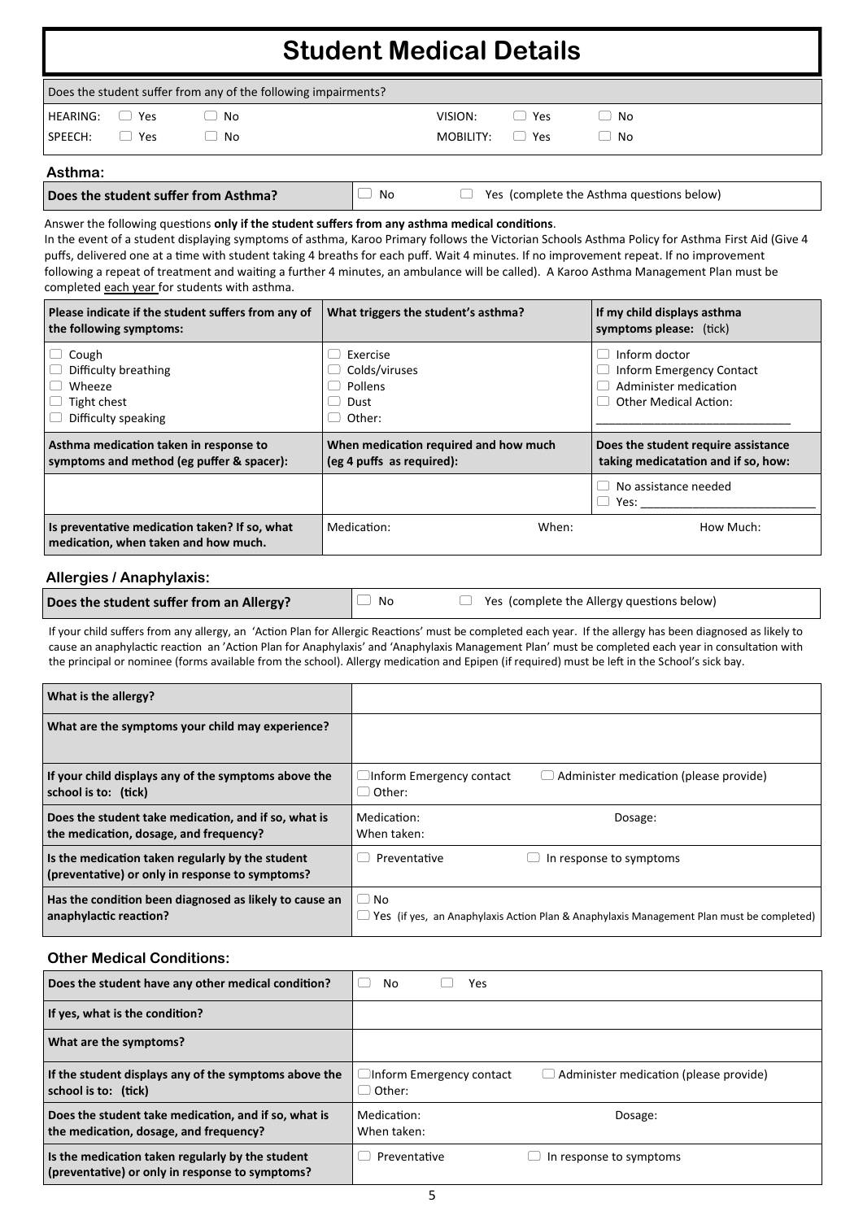# Student Medical Details

| Does the student suffer from any of the following impairments? | | | | | |
|---|---|---|---|---|---|
| HEARING: | ☐ Yes | ☐ No | VISION: | ☐ Yes | ☐ No |
| SPEECH: | ☐ Yes | ☐ No | MOBILITY: | ☐ Yes | ☐ No |

## Asthma:

| Does the student suffer from Asthma? | ☐ No | ☐ Yes (complete the Asthma questions below) |
|---|---|---|

Answer the following questions **only if the student suffers from any asthma medical conditions**.
In the event of a student displaying symptoms of asthma, Karoo Primary follows the Victorian Schools Asthma Policy for Asthma First Aid (Give 4 puffs, delivered one at a time with student taking 4 breaths for each puff. Wait 4 minutes. If no improvement repeat. If no improvement following a repeat of treatment and waiting a further 4 minutes, an ambulance will be called). A Karoo Asthma Management Plan must be completed each year for students with asthma.

| Please indicate if the student suffers from any of the following symptoms: | What triggers the student's asthma? | If my child displays asthma symptoms please: (tick) |
|---|---|---|
| ☐ Cough<br>☐ Difficulty breathing<br>☐ Wheeze<br>☐ Tight chest<br>☐ Difficulty speaking | ☐ Exercise<br>☐ Colds/viruses<br>☐ Pollens<br>☐ Dust<br>☐ Other: | ☐ Inform doctor<br>☐ Inform Emergency Contact<br>☐ Administer medication<br>☐ Other Medical Action:<br>______________________________ |
| **Asthma medication taken in response to symptoms and method (eg puffer & spacer):** | **When medication required and how much (eg 4 puffs as required):** | **Does the student require assistance taking medicatation and if so, how:** |
| | | ☐ No assistance needed<br>☐ Yes: __________________________ |
| **Is preventative medication taken? If so, what medication, when taken and how much.** | Medication: When: | How Much: |

## Allergies / Anaphylaxis:

| Does the student suffer from an Allergy? | ☐ No | ☐ Yes (complete the Allergy questions below) |
|---|---|---|

If your child suffers from any allergy, an 'Action Plan for Allergic Reactions' must be completed each year. If the allergy has been diagnosed as likely to cause an anaphylactic reaction an 'Action Plan for Anaphylaxis' and 'Anaphylaxis Management Plan' must be completed each year in consultation with the principal or nominee (forms available from the school). Allergy medication and Epipen (if required) must be left in the School's sick bay.

| What is the allergy? | |
|---|---|
| **What are the symptoms your child may experience?** | |
| **If your child displays any of the symptoms above the school is to: (tick)** | ☐ Inform Emergency contact ☐ Administer medication (please provide)<br>☐ Other: |
| **Does the student take medication, and if so, what is the medication, dosage, and frequency?** | Medication: Dosage:<br>When taken: |
| **Is the medication taken regularly by the student (preventative) or only in response to symptoms?** | ☐ Preventative ☐ In response to symptoms |
| **Has the condition been diagnosed as likely to cause an anaphylactic reaction?** | ☐ No<br>☐ Yes (if yes, an Anaphylaxis Action Plan & Anaphylaxis Management Plan must be completed) |

## Other Medical Conditions:

| Does the student have any other medical condition? | ☐ No ☐ Yes |
|---|---|
| **If yes, what is the condition?** | |
| **What are the symptoms?** | |
| **If the student displays any of the symptoms above the school is to: (tick)** | ☐ Inform Emergency contact ☐ Administer medication (please provide)<br>☐ Other: |
| **Does the student take medication, and if so, what is the medication, dosage, and frequency?** | Medication: Dosage:<br>When taken: |
| **Is the medication taken regularly by the student (preventative) or only in response to symptoms?** | ☐ Preventative ☐ In response to symptoms |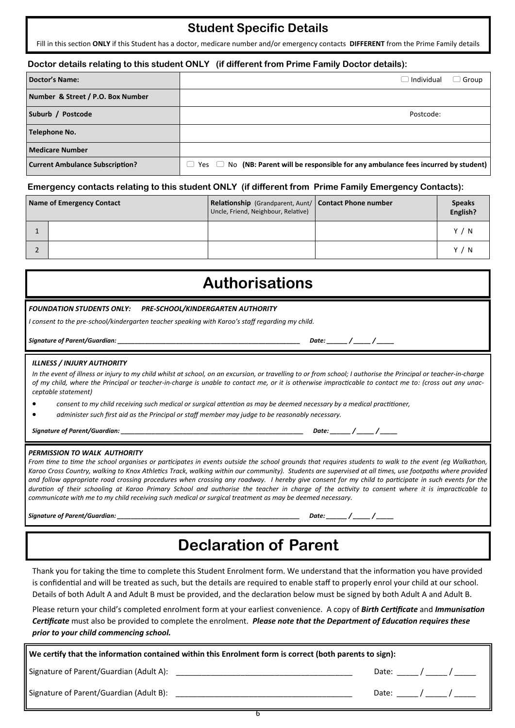## Student Specific Details

Fill in this section **ONLY** if this Student has a doctor, medicare number and/or emergency contacts **DIFFERENT** from the Prime Family details

### Doctor details relating to this student ONLY (if different from Prime Family Doctor details):

| | |
|---|---|
| **Doctor's Name:** | ☐ Individual ☐ Group |
| **Number & Street / P.O. Box Number** | |
| **Suburb / Postcode** | Postcode: |
| **Telephone No.** | |
| **Medicare Number** | |
| **Current Ambulance Subscription?** | ☐ Yes ☐ No **(NB: Parent will be responsible for any ambulance fees incurred by student)** |

### Emergency contacts relating to this student ONLY (if different from Prime Family Emergency Contacts):

| | Name of Emergency Contact | Relationship (Grandparent, Aunt/ Uncle, Friend, Neighbour, Relative) | Contact Phone number | Speaks English? |
|---|---|---|---|---|
| 1 | | | | Y / N |
| 2 | | | | Y / N |

# Authorisations

***FOUNDATION STUDENTS ONLY: PRE-SCHOOL/KINDERGARTEN AUTHORITY***

*I consent to the pre-school/kindergarten teacher speaking with Karoo's staff regarding my child.*

***Signature of Parent/Guardian:*** ________________________________________________ ***Date:*** ______ / _____ / _____

***ILLNESS / INJURY AUTHORITY***

*In the event of illness or injury to my child whilst at school, on an excursion, or travelling to or from school; I authorise the Principal or teacher-in-charge of my child, where the Principal or teacher-in-charge is unable to contact me, or it is otherwise impracticable to contact me to: (cross out any unacceptable statement)*

- *consent to my child receiving such medical or surgical attention as may be deemed necessary by a medical practitioner,*
- *administer such first aid as the Principal or staff member may judge to be reasonably necessary.*

***Signature of Parent/Guardian:*** ________________________________________________ ***Date:*** ______ / _____ / _____

***PERMISSION TO WALK AUTHORITY***

*From time to time the school organises or participates in events outside the school grounds that requires students to walk to the event (eg Walkathon, Karoo Cross Country, walking to Knox Athletics Track, walking within our community). Students are supervised at all times, use footpaths where provided and follow appropriate road crossing procedures when crossing any roadway. I hereby give consent for my child to participate in such events for the duration of their schooling at Karoo Primary School and authorise the teacher in charge of the activity to consent where it is impracticable to communicate with me to my child receiving such medical or surgical treatment as may be deemed necessary.*

***Signature of Parent/Guardian:*** ________________________________________________ ***Date:*** ______ / _____ / _____

# Declaration of Parent

Thank you for taking the time to complete this Student Enrolment form. We understand that the information you have provided is confidential and will be treated as such, but the details are required to enable staff to properly enrol your child at our school. Details of both Adult A and Adult B must be provided, and the declaration below must be signed by both Adult A and Adult B.

Please return your child's completed enrolment form at your earliest convenience. A copy of ***Birth Certificate*** and ***Immunisation Certificate*** must also be provided to complete the enrolment. ***Please note that the Department of Education requires these prior to your child commencing school.***

**We certify that the information contained within this Enrolment form is correct (both parents to sign):**

Signature of Parent/Guardian (Adult A): ________________________________________ Date: _____ / _____ / _____

Signature of Parent/Guardian (Adult B): ________________________________________ Date: _____ / _____ / _____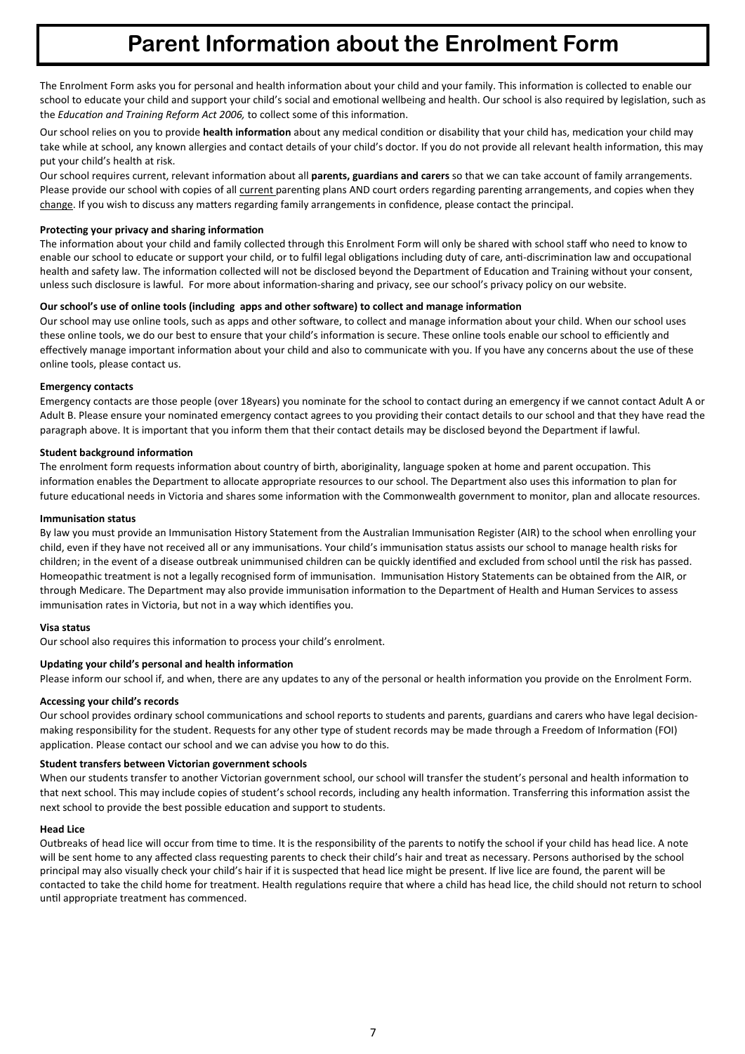# Parent Information about the Enrolment Form

The Enrolment Form asks you for personal and health information about your child and your family. This information is collected to enable our school to educate your child and support your child's social and emotional wellbeing and health. Our school is also required by legislation, such as the *Education and Training Reform Act 2006,* to collect some of this information.

Our school relies on you to provide **health information** about any medical condition or disability that your child has, medication your child may take while at school, any known allergies and contact details of your child's doctor. If you do not provide all relevant health information, this may put your child's health at risk.

Our school requires current, relevant information about all **parents, guardians and carers** so that we can take account of family arrangements. Please provide our school with copies of all current parenting plans AND court orders regarding parenting arrangements, and copies when they change. If you wish to discuss any matters regarding family arrangements in confidence, please contact the principal.

**Protecting your privacy and sharing information**

The information about your child and family collected through this Enrolment Form will only be shared with school staff who need to know to enable our school to educate or support your child, or to fulfil legal obligations including duty of care, anti-discrimination law and occupational health and safety law. The information collected will not be disclosed beyond the Department of Education and Training without your consent, unless such disclosure is lawful. For more about information-sharing and privacy, see our school's privacy policy on our website.

**Our school's use of online tools (including apps and other software) to collect and manage information**

Our school may use online tools, such as apps and other software, to collect and manage information about your child. When our school uses these online tools, we do our best to ensure that your child's information is secure. These online tools enable our school to efficiently and effectively manage important information about your child and also to communicate with you. If you have any concerns about the use of these online tools, please contact us.

**Emergency contacts**

Emergency contacts are those people (over 18years) you nominate for the school to contact during an emergency if we cannot contact Adult A or Adult B. Please ensure your nominated emergency contact agrees to you providing their contact details to our school and that they have read the paragraph above. It is important that you inform them that their contact details may be disclosed beyond the Department if lawful.

**Student background information**

The enrolment form requests information about country of birth, aboriginality, language spoken at home and parent occupation. This information enables the Department to allocate appropriate resources to our school. The Department also uses this information to plan for future educational needs in Victoria and shares some information with the Commonwealth government to monitor, plan and allocate resources.

**Immunisation status**

By law you must provide an Immunisation History Statement from the Australian Immunisation Register (AIR) to the school when enrolling your child, even if they have not received all or any immunisations. Your child's immunisation status assists our school to manage health risks for children; in the event of a disease outbreak unimmunised children can be quickly identified and excluded from school until the risk has passed. Homeopathic treatment is not a legally recognised form of immunisation. Immunisation History Statements can be obtained from the AIR, or through Medicare. The Department may also provide immunisation information to the Department of Health and Human Services to assess immunisation rates in Victoria, but not in a way which identifies you.

**Visa status**

Our school also requires this information to process your child's enrolment.

**Updating your child's personal and health information**

Please inform our school if, and when, there are any updates to any of the personal or health information you provide on the Enrolment Form.

**Accessing your child's records**

Our school provides ordinary school communications and school reports to students and parents, guardians and carers who have legal decision-making responsibility for the student. Requests for any other type of student records may be made through a Freedom of Information (FOI) application. Please contact our school and we can advise you how to do this.

**Student transfers between Victorian government schools**

When our students transfer to another Victorian government school, our school will transfer the student's personal and health information to that next school. This may include copies of student's school records, including any health information. Transferring this information assist the next school to provide the best possible education and support to students.

**Head Lice**

Outbreaks of head lice will occur from time to time. It is the responsibility of the parents to notify the school if your child has head lice. A note will be sent home to any affected class requesting parents to check their child's hair and treat as necessary. Persons authorised by the school principal may also visually check your child's hair if it is suspected that head lice might be present. If live lice are found, the parent will be contacted to take the child home for treatment. Health regulations require that where a child has head lice, the child should not return to school until appropriate treatment has commenced.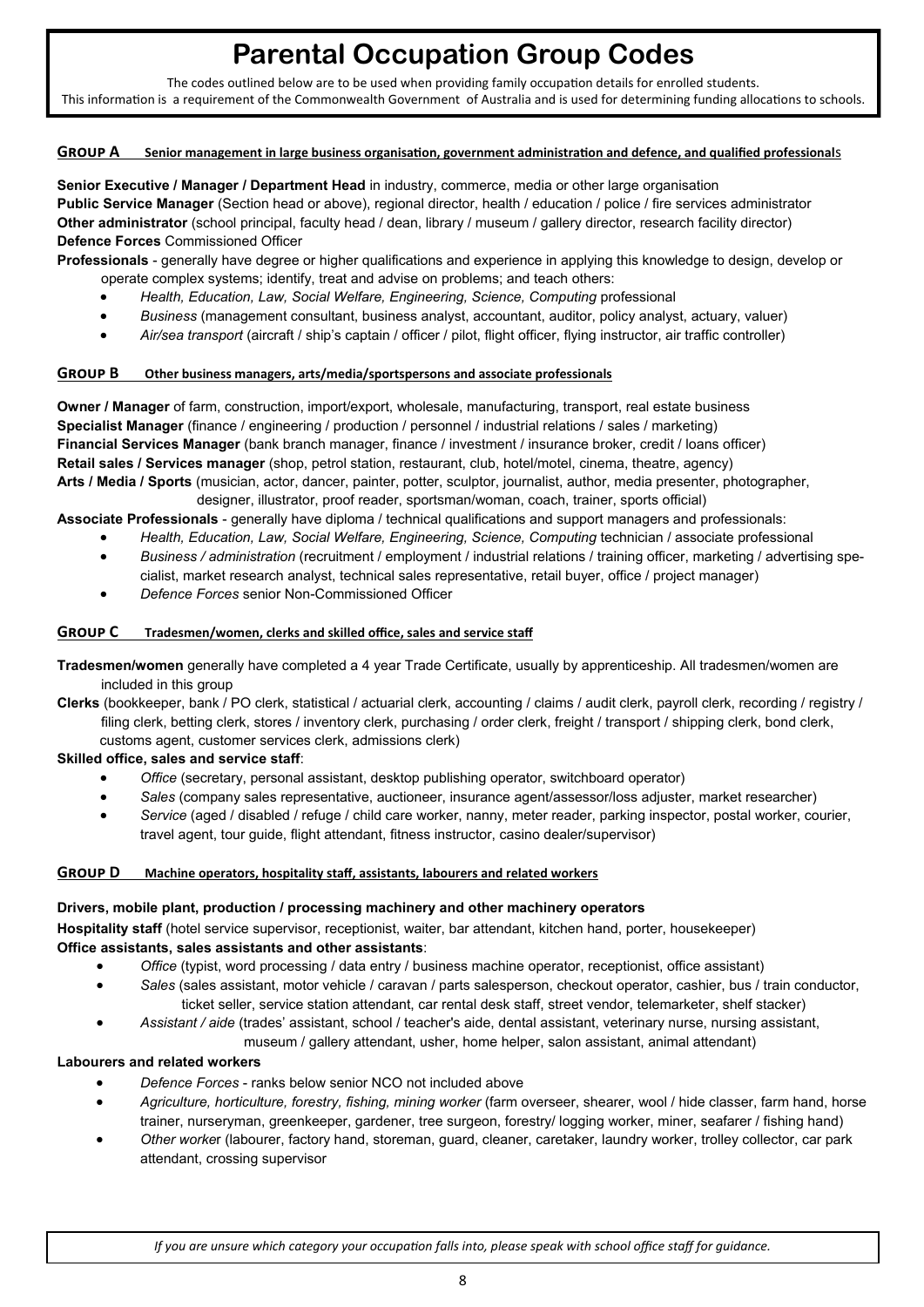# Parental Occupation Group Codes

The codes outlined below are to be used when providing family occupation details for enrolled students.
This information is a requirement of the Commonwealth Government of Australia and is used for determining funding allocations to schools.

## GROUP A Senior management in large business organisation, government administration and defence, and qualified professionals

**Senior Executive / Manager / Department Head** in industry, commerce, media or other large organisation
**Public Service Manager** (Section head or above), regional director, health / education / police / fire services administrator
**Other administrator** (school principal, faculty head / dean, library / museum / gallery director, research facility director)
**Defence Forces** Commissioned Officer
**Professionals** - generally have degree or higher qualifications and experience in applying this knowledge to design, develop or operate complex systems; identify, treat and advise on problems; and teach others:

- *Health, Education, Law, Social Welfare, Engineering, Science, Computing* professional
- *Business* (management consultant, business analyst, accountant, auditor, policy analyst, actuary, valuer)
- *Air/sea transport* (aircraft / ship's captain / officer / pilot, flight officer, flying instructor, air traffic controller)

## GROUP B Other business managers, arts/media/sportspersons and associate professionals

**Owner / Manager** of farm, construction, import/export, wholesale, manufacturing, transport, real estate business
**Specialist Manager** (finance / engineering / production / personnel / industrial relations / sales / marketing)
**Financial Services Manager** (bank branch manager, finance / investment / insurance broker, credit / loans officer)
**Retail sales / Services manager** (shop, petrol station, restaurant, club, hotel/motel, cinema, theatre, agency)
**Arts / Media / Sports** (musician, actor, dancer, painter, potter, sculptor, journalist, author, media presenter, photographer, designer, illustrator, proof reader, sportsman/woman, coach, trainer, sports official)
**Associate Professionals** - generally have diploma / technical qualifications and support managers and professionals:

- *Health, Education, Law, Social Welfare, Engineering, Science, Computing* technician / associate professional
- *Business / administration* (recruitment / employment / industrial relations / training officer, marketing / advertising specialist, market research analyst, technical sales representative, retail buyer, office / project manager)
- *Defence Forces* senior Non-Commissioned Officer

## GROUP C Tradesmen/women, clerks and skilled office, sales and service staff

**Tradesmen/women** generally have completed a 4 year Trade Certificate, usually by apprenticeship. All tradesmen/women are included in this group
**Clerks** (bookkeeper, bank / PO clerk, statistical / actuarial clerk, accounting / claims / audit clerk, payroll clerk, recording / registry / filing clerk, betting clerk, stores / inventory clerk, purchasing / order clerk, freight / transport / shipping clerk, bond clerk, customs agent, customer services clerk, admissions clerk)
**Skilled office, sales and service staff**:

- *Office* (secretary, personal assistant, desktop publishing operator, switchboard operator)
- *Sales* (company sales representative, auctioneer, insurance agent/assessor/loss adjuster, market researcher)
- *Service* (aged / disabled / refuge / child care worker, nanny, meter reader, parking inspector, postal worker, courier, travel agent, tour guide, flight attendant, fitness instructor, casino dealer/supervisor)

## GROUP D Machine operators, hospitality staff, assistants, labourers and related workers

**Drivers, mobile plant, production / processing machinery and other machinery operators**
**Hospitality staff** (hotel service supervisor, receptionist, waiter, bar attendant, kitchen hand, porter, housekeeper)
**Office assistants, sales assistants and other assistants**:

- *Office* (typist, word processing / data entry / business machine operator, receptionist, office assistant)
- *Sales* (sales assistant, motor vehicle / caravan / parts salesperson, checkout operator, cashier, bus / train conductor, ticket seller, service station attendant, car rental desk staff, street vendor, telemarketer, shelf stacker)
- *Assistant / aide* (trades' assistant, school / teacher's aide, dental assistant, veterinary nurse, nursing assistant, museum / gallery attendant, usher, home helper, salon assistant, animal attendant)

**Labourers and related workers**

- *Defence Forces* - ranks below senior NCO not included above
- *Agriculture, horticulture, forestry, fishing, mining worker* (farm overseer, shearer, wool / hide classer, farm hand, horse trainer, nurseryman, greenkeeper, gardener, tree surgeon, forestry/ logging worker, miner, seafarer / fishing hand)
- *Other worker* (labourer, factory hand, storeman, guard, cleaner, caretaker, laundry worker, trolley collector, car park attendant, crossing supervisor

*If you are unsure which category your occupation falls into, please speak with school office staff for guidance.*